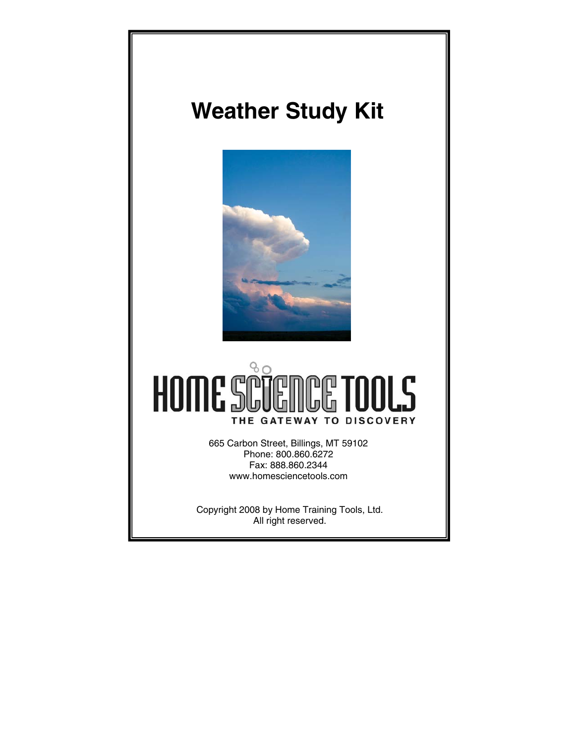# Weather Study Kit

HOME SCIENCE TOOLS

THE GATEWAY TO DISCOVERY

665 Carbon Street, Billings, MT 59102
Phone: 800.860.6272
Fax: 888.860.2344
www.homesciencetools.com

Copyright 2008 by Home Training Tools, Ltd.
All right reserved.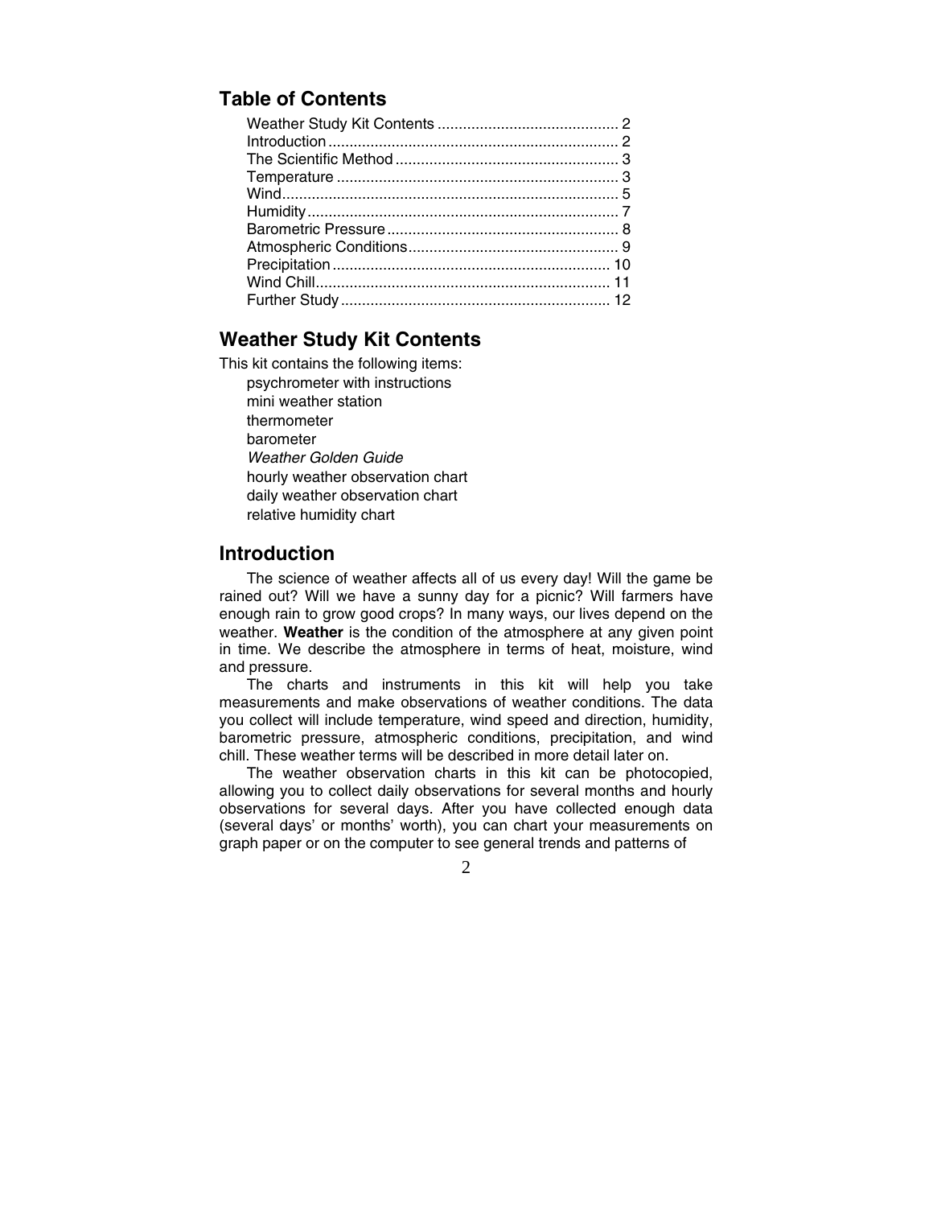## Table of Contents

| | |
|---|---|
| Weather Study Kit Contents | 2 |
| Introduction | 2 |
| The Scientific Method | 3 |
| Temperature | 3 |
| Wind | 5 |
| Humidity | 7 |
| Barometric Pressure | 8 |
| Atmospheric Conditions | 9 |
| Precipitation | 10 |
| Wind Chill | 11 |
| Further Study | 12 |

## Weather Study Kit Contents

This kit contains the following items:

- psychrometer with instructions
- mini weather station
- thermometer
- barometer
- *Weather Golden Guide*
- hourly weather observation chart
- daily weather observation chart
- relative humidity chart

## Introduction

The science of weather affects all of us every day! Will the game be rained out? Will we have a sunny day for a picnic? Will farmers have enough rain to grow good crops? In many ways, our lives depend on the weather. **Weather** is the condition of the atmosphere at any given point in time. We describe the atmosphere in terms of heat, moisture, wind and pressure.

The charts and instruments in this kit will help you take measurements and make observations of weather conditions. The data you collect will include temperature, wind speed and direction, humidity, barometric pressure, atmospheric conditions, precipitation, and wind chill. These weather terms will be described in more detail later on.

The weather observation charts in this kit can be photocopied, allowing you to collect daily observations for several months and hourly observations for several days. After you have collected enough data (several days' or months' worth), you can chart your measurements on graph paper or on the computer to see general trends and patterns of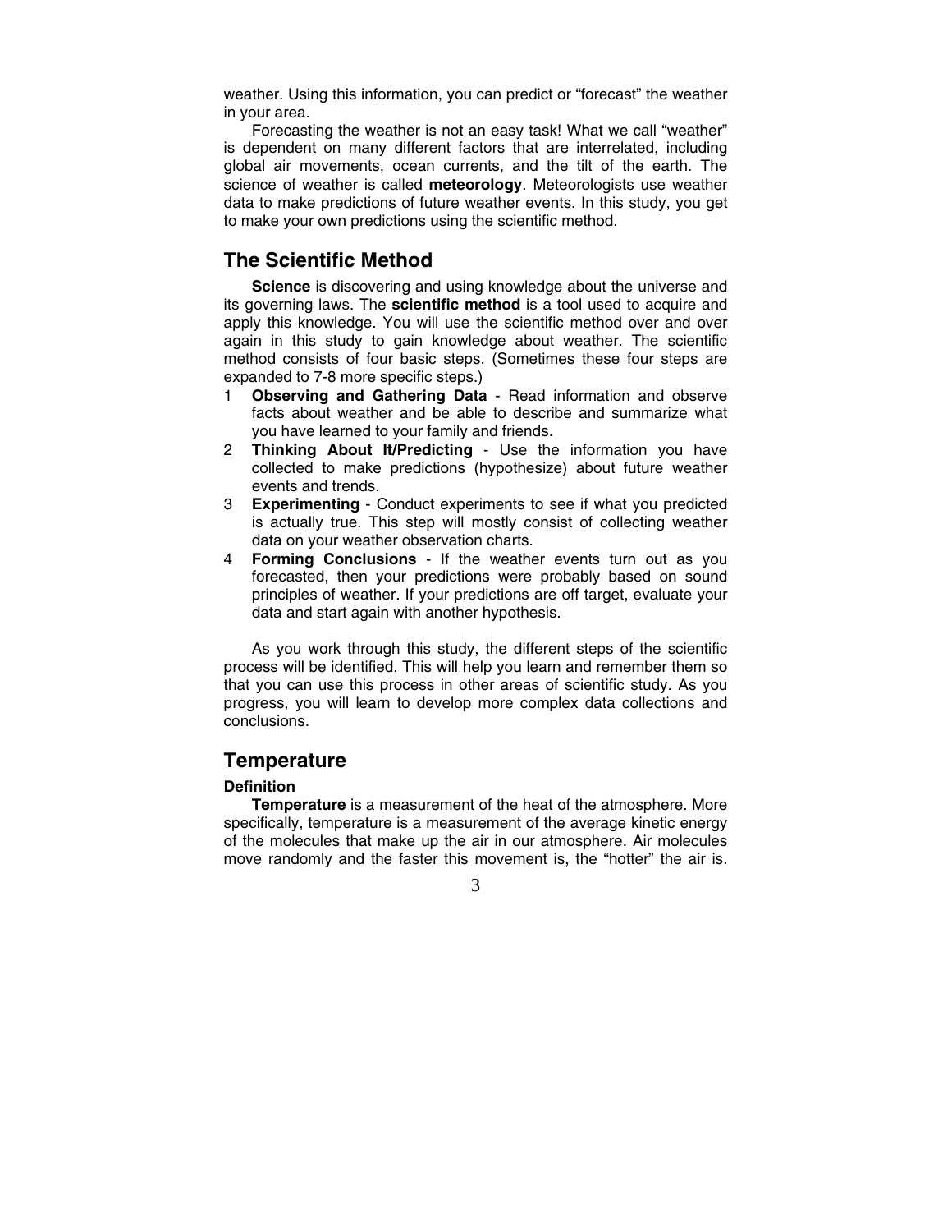weather. Using this information, you can predict or "forecast" the weather in your area.

Forecasting the weather is not an easy task! What we call "weather" is dependent on many different factors that are interrelated, including global air movements, ocean currents, and the tilt of the earth. The science of weather is called **meteorology**. Meteorologists use weather data to make predictions of future weather events. In this study, you get to make your own predictions using the scientific method.

## The Scientific Method

**Science** is discovering and using knowledge about the universe and its governing laws. The **scientific method** is a tool used to acquire and apply this knowledge. You will use the scientific method over and over again in this study to gain knowledge about weather. The scientific method consists of four basic steps. (Sometimes these four steps are expanded to 7-8 more specific steps.)

1. **Observing and Gathering Data** - Read information and observe facts about weather and be able to describe and summarize what you have learned to your family and friends.
2. **Thinking About It/Predicting** - Use the information you have collected to make predictions (hypothesize) about future weather events and trends.
3. **Experimenting** - Conduct experiments to see if what you predicted is actually true. This step will mostly consist of collecting weather data on your weather observation charts.
4. **Forming Conclusions** - If the weather events turn out as you forecasted, then your predictions were probably based on sound principles of weather. If your predictions are off target, evaluate your data and start again with another hypothesis.

As you work through this study, the different steps of the scientific process will be identified. This will help you learn and remember them so that you can use this process in other areas of scientific study. As you progress, you will learn to develop more complex data collections and conclusions.

## Temperature

### Definition

**Temperature** is a measurement of the heat of the atmosphere. More specifically, temperature is a measurement of the average kinetic energy of the molecules that make up the air in our atmosphere. Air molecules move randomly and the faster this movement is, the "hotter" the air is.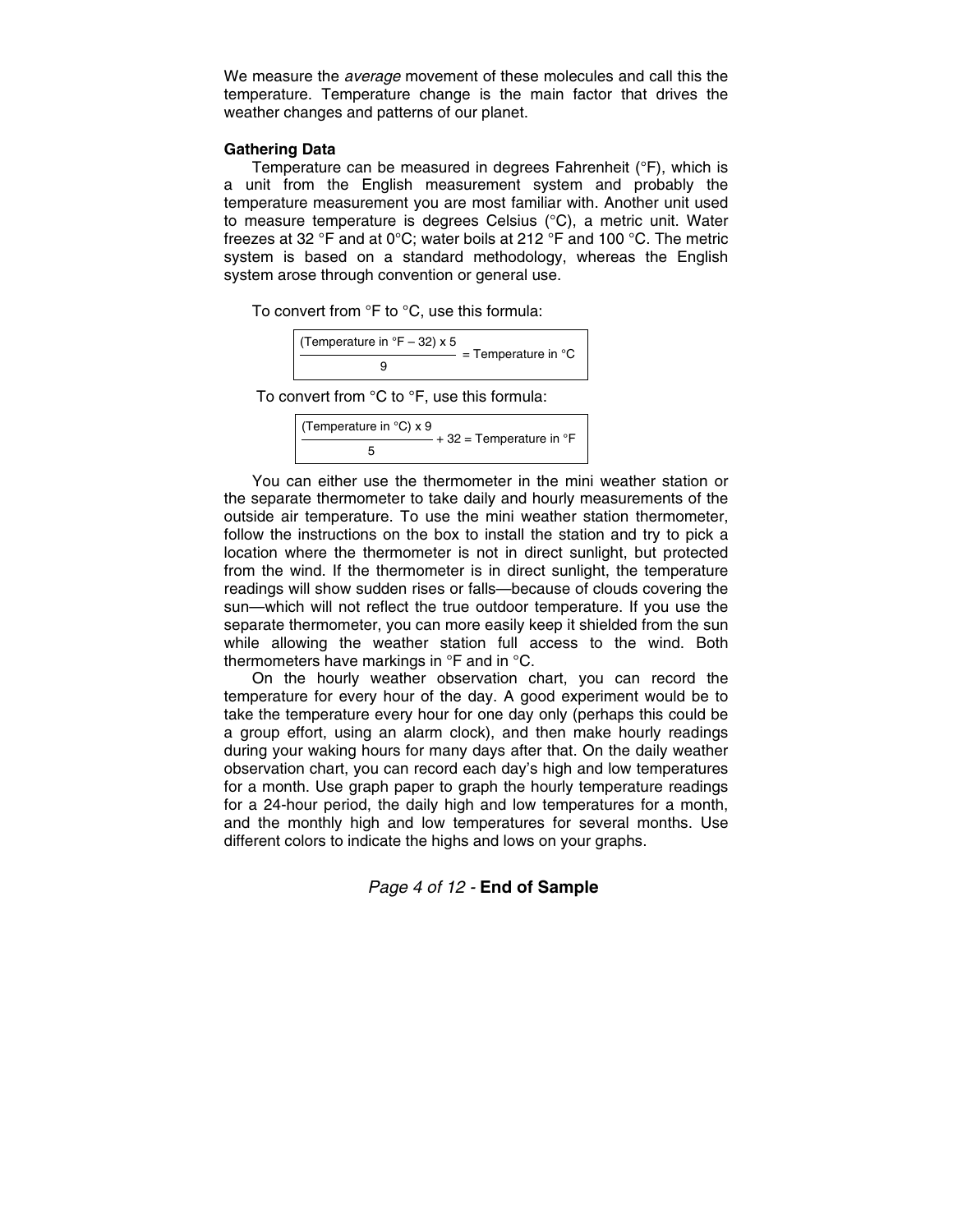We measure the *average* movement of these molecules and call this the temperature. Temperature change is the main factor that drives the weather changes and patterns of our planet.

**Gathering Data**

Temperature can be measured in degrees Fahrenheit (°F), which is a unit from the English measurement system and probably the temperature measurement you are most familiar with. Another unit used to measure temperature is degrees Celsius (°C), a metric unit. Water freezes at 32 °F and at 0°C; water boils at 212 °F and 100 °C. The metric system is based on a standard methodology, whereas the English system arose through convention or general use.

To convert from °F to °C, use this formula:

$$\frac{(\text{Temperature in °F} - 32) \times 5}{9} = \text{Temperature in °C}$$

To convert from °C to °F, use this formula:

$$\frac{(\text{Temperature in °C}) \times 9}{5} + 32 = \text{Temperature in °F}$$

You can either use the thermometer in the mini weather station or the separate thermometer to take daily and hourly measurements of the outside air temperature. To use the mini weather station thermometer, follow the instructions on the box to install the station and try to pick a location where the thermometer is not in direct sunlight, but protected from the wind. If the thermometer is in direct sunlight, the temperature readings will show sudden rises or falls—because of clouds covering the sun—which will not reflect the true outdoor temperature. If you use the separate thermometer, you can more easily keep it shielded from the sun while allowing the weather station full access to the wind. Both thermometers have markings in °F and in °C.

On the hourly weather observation chart, you can record the temperature for every hour of the day. A good experiment would be to take the temperature every hour for one day only (perhaps this could be a group effort, using an alarm clock), and then make hourly readings during your waking hours for many days after that. On the daily weather observation chart, you can record each day's high and low temperatures for a month. Use graph paper to graph the hourly temperature readings for a 24-hour period, the daily high and low temperatures for a month, and the monthly high and low temperatures for several months. Use different colors to indicate the highs and lows on your graphs.

**End of Sample**